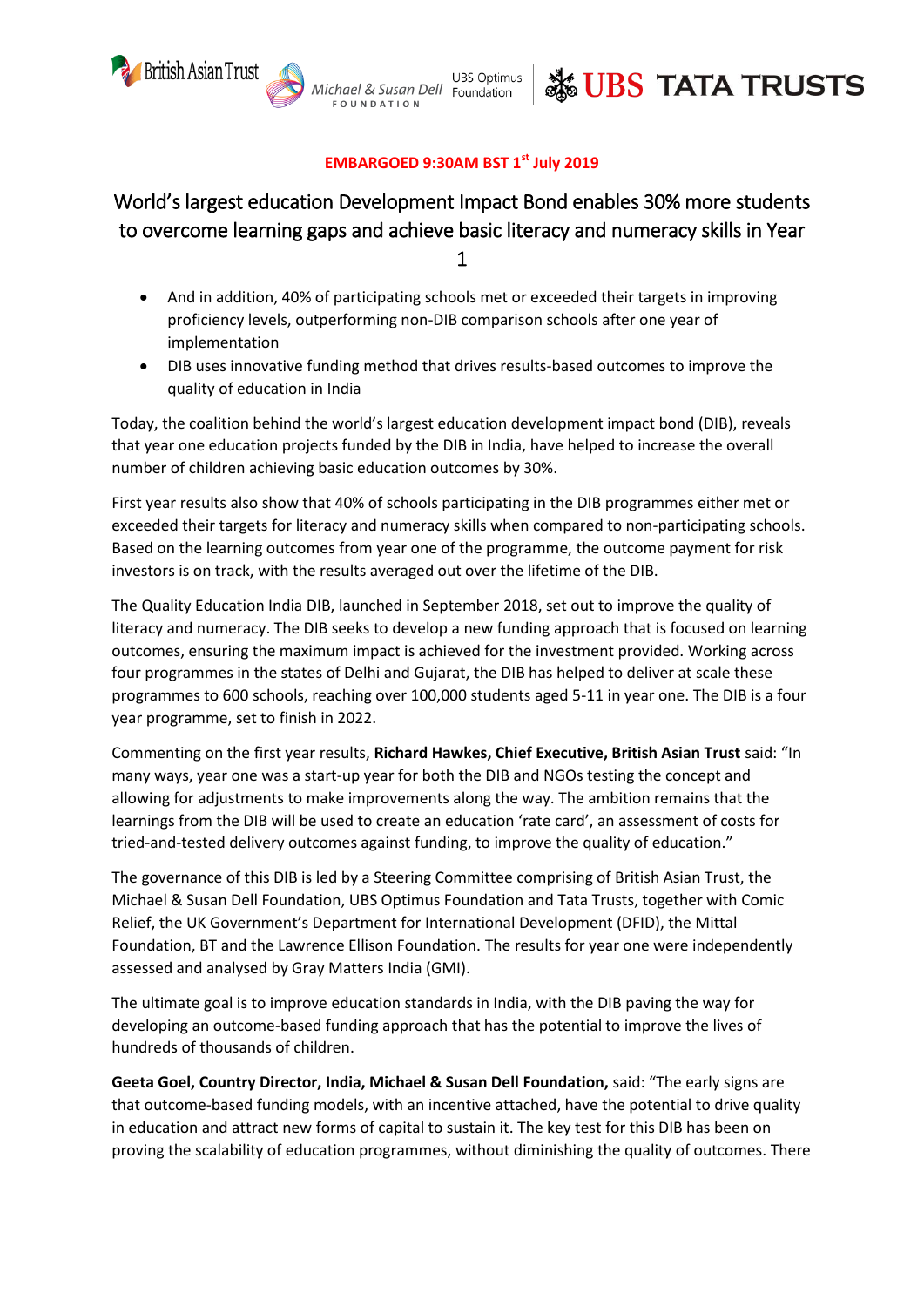British Asian Trust | Michael & Susan Dell FOUNDATION | UBS Optimus Foundation | UBS | TATA TRUSTS

**EMBARGOED 9:30AM BST 1st July 2019**

# World's largest education Development Impact Bond enables 30% more students to overcome learning gaps and achieve basic literacy and numeracy skills in Year 1

- And in addition, 40% of participating schools met or exceeded their targets in improving proficiency levels, outperforming non-DIB comparison schools after one year of implementation
- DIB uses innovative funding method that drives results-based outcomes to improve the quality of education in India

Today, the coalition behind the world's largest education development impact bond (DIB), reveals that year one education projects funded by the DIB in India, have helped to increase the overall number of children achieving basic education outcomes by 30%.

First year results also show that 40% of schools participating in the DIB programmes either met or exceeded their targets for literacy and numeracy skills when compared to non-participating schools. Based on the learning outcomes from year one of the programme, the outcome payment for risk investors is on track, with the results averaged out over the lifetime of the DIB.

The Quality Education India DIB, launched in September 2018, set out to improve the quality of literacy and numeracy. The DIB seeks to develop a new funding approach that is focused on learning outcomes, ensuring the maximum impact is achieved for the investment provided. Working across four programmes in the states of Delhi and Gujarat, the DIB has helped to deliver at scale these programmes to 600 schools, reaching over 100,000 students aged 5-11 in year one. The DIB is a four year programme, set to finish in 2022.

Commenting on the first year results, **Richard Hawkes, Chief Executive, British Asian Trust** said: "In many ways, year one was a start-up year for both the DIB and NGOs testing the concept and allowing for adjustments to make improvements along the way. The ambition remains that the learnings from the DIB will be used to create an education 'rate card', an assessment of costs for tried-and-tested delivery outcomes against funding, to improve the quality of education."

The governance of this DIB is led by a Steering Committee comprising of British Asian Trust, the Michael & Susan Dell Foundation, UBS Optimus Foundation and Tata Trusts, together with Comic Relief, the UK Government's Department for International Development (DFID), the Mittal Foundation, BT and the Lawrence Ellison Foundation. The results for year one were independently assessed and analysed by Gray Matters India (GMI).

The ultimate goal is to improve education standards in India, with the DIB paving the way for developing an outcome-based funding approach that has the potential to improve the lives of hundreds of thousands of children.

**Geeta Goel, Country Director, India, Michael & Susan Dell Foundation,** said: "The early signs are that outcome-based funding models, with an incentive attached, have the potential to drive quality in education and attract new forms of capital to sustain it. The key test for this DIB has been on proving the scalability of education programmes, without diminishing the quality of outcomes. There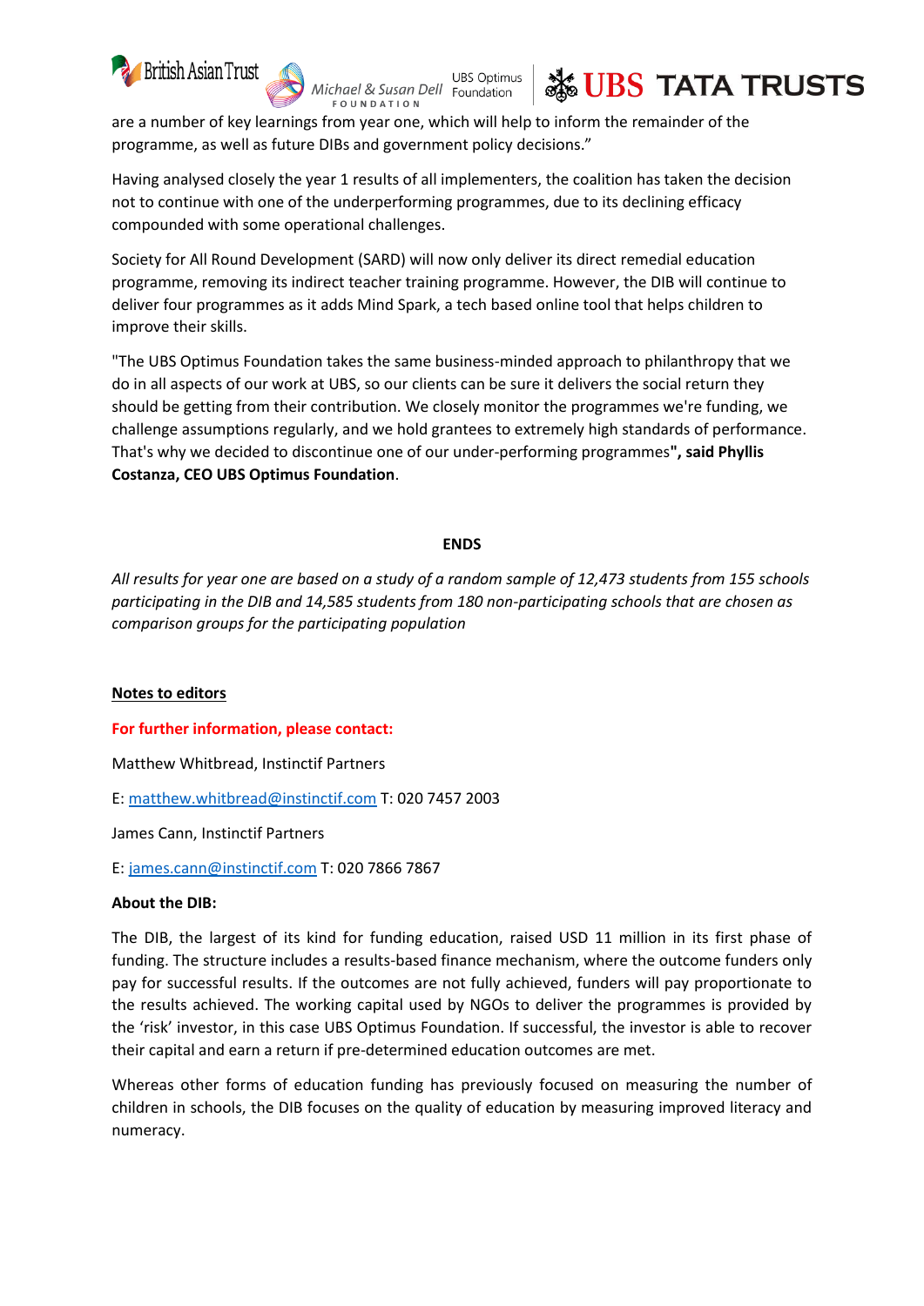are a number of key learnings from year one, which will help to inform the remainder of the programme, as well as future DIBs and government policy decisions."

Having analysed closely the year 1 results of all implementers, the coalition has taken the decision not to continue with one of the underperforming programmes, due to its declining efficacy compounded with some operational challenges.

Society for All Round Development (SARD) will now only deliver its direct remedial education programme, removing its indirect teacher training programme. However, the DIB will continue to deliver four programmes as it adds Mind Spark, a tech based online tool that helps children to improve their skills.

"The UBS Optimus Foundation takes the same business-minded approach to philanthropy that we do in all aspects of our work at UBS, so our clients can be sure it delivers the social return they should be getting from their contribution. We closely monitor the programmes we're funding, we challenge assumptions regularly, and we hold grantees to extremely high standards of performance. That's why we decided to discontinue one of our under-performing programmes**", said Phyllis Costanza, CEO UBS Optimus Foundation**.

**ENDS**

*All results for year one are based on a study of a random sample of 12,473 students from 155 schools participating in the DIB and 14,585 students from 180 non-participating schools that are chosen as comparison groups for the participating population*

**Notes to editors**

**For further information, please contact:**

Matthew Whitbread, Instinctif Partners

E: matthew.whitbread@instinctif.com T: 020 7457 2003

James Cann, Instinctif Partners

E: james.cann@instinctif.com T: 020 7866 7867

**About the DIB:**

The DIB, the largest of its kind for funding education, raised USD 11 million in its first phase of funding. The structure includes a results-based finance mechanism, where the outcome funders only pay for successful results. If the outcomes are not fully achieved, funders will pay proportionate to the results achieved. The working capital used by NGOs to deliver the programmes is provided by the 'risk' investor, in this case UBS Optimus Foundation. If successful, the investor is able to recover their capital and earn a return if pre-determined education outcomes are met.

Whereas other forms of education funding has previously focused on measuring the number of children in schools, the DIB focuses on the quality of education by measuring improved literacy and numeracy.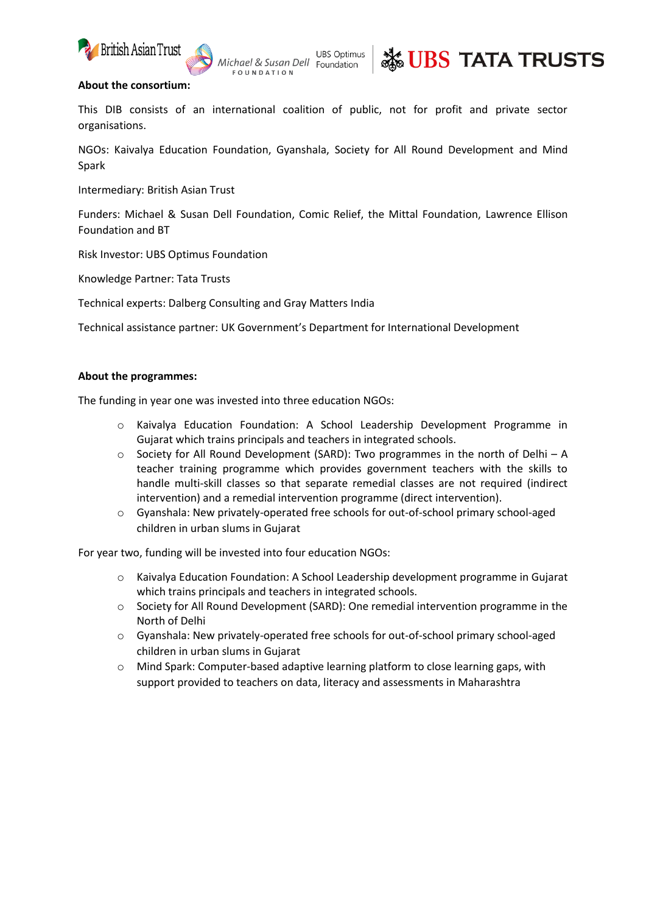**About the consortium:**

This DIB consists of an international coalition of public, not for profit and private sector organisations.

NGOs: Kaivalya Education Foundation, Gyanshala, Society for All Round Development and Mind Spark

Intermediary: British Asian Trust

Funders: Michael & Susan Dell Foundation, Comic Relief, the Mittal Foundation, Lawrence Ellison Foundation and BT

Risk Investor: UBS Optimus Foundation

Knowledge Partner: Tata Trusts

Technical experts: Dalberg Consulting and Gray Matters India

Technical assistance partner: UK Government's Department for International Development

**About the programmes:**

The funding in year one was invested into three education NGOs:

- Kaivalya Education Foundation: A School Leadership Development Programme in Gujarat which trains principals and teachers in integrated schools.
- Society for All Round Development (SARD): Two programmes in the north of Delhi – A teacher training programme which provides government teachers with the skills to handle multi-skill classes so that separate remedial classes are not required (indirect intervention) and a remedial intervention programme (direct intervention).
- Gyanshala: New privately-operated free schools for out-of-school primary school-aged children in urban slums in Gujarat

For year two, funding will be invested into four education NGOs:

- Kaivalya Education Foundation: A School Leadership development programme in Gujarat which trains principals and teachers in integrated schools.
- Society for All Round Development (SARD): One remedial intervention programme in the North of Delhi
- Gyanshala: New privately-operated free schools for out-of-school primary school-aged children in urban slums in Gujarat
- Mind Spark: Computer-based adaptive learning platform to close learning gaps, with support provided to teachers on data, literacy and assessments in Maharashtra